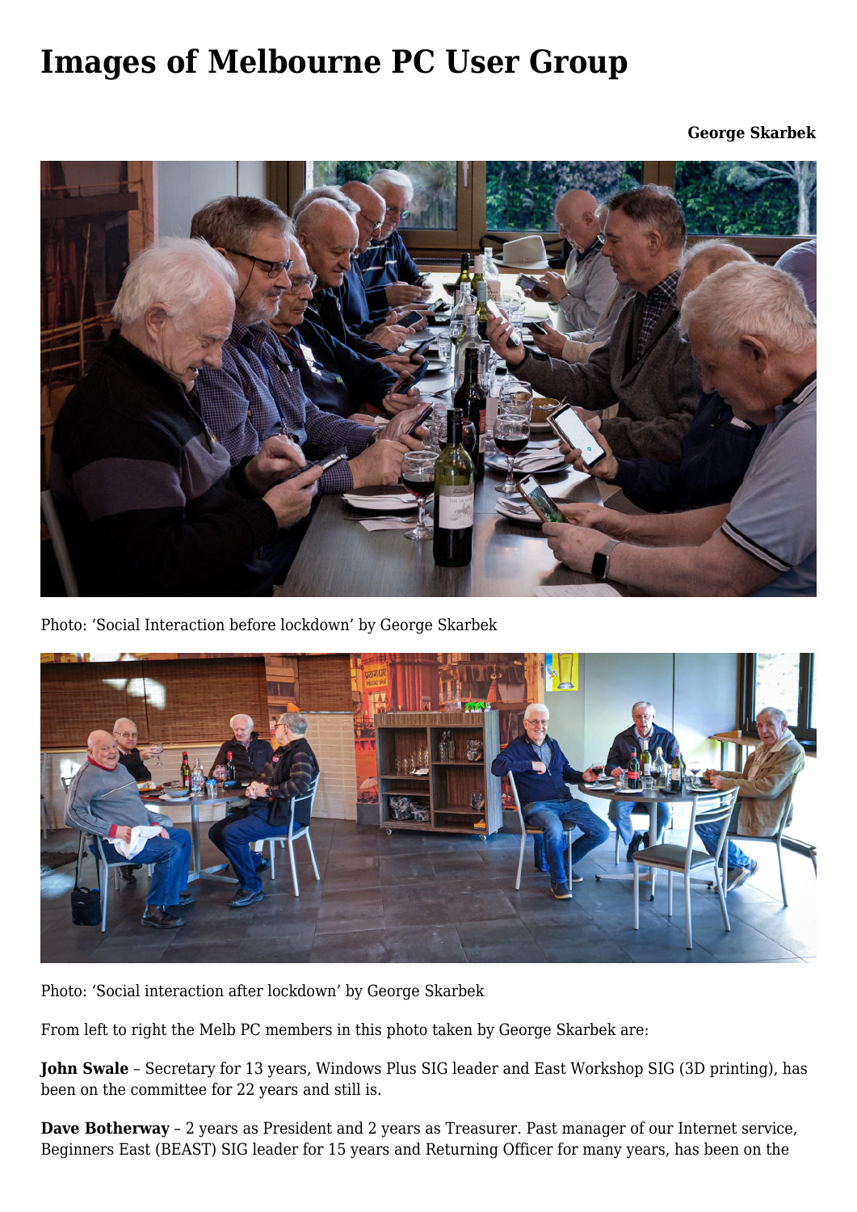# Images of Melbourne PC User Group

**George Skarbek**

Photo: 'Social Interaction before lockdown' by George Skarbek

Photo: 'Social interaction after lockdown' by George Skarbek

From left to right the Melb PC members in this photo taken by George Skarbek are:

**John Swale** – Secretary for 13 years, Windows Plus SIG leader and East Workshop SIG (3D printing), has been on the committee for 22 years and still is.

**Dave Botherway** – 2 years as President and 2 years as Treasurer. Past manager of our Internet service, Beginners East (BEAST) SIG leader for 15 years and Returning Officer for many years, has been on the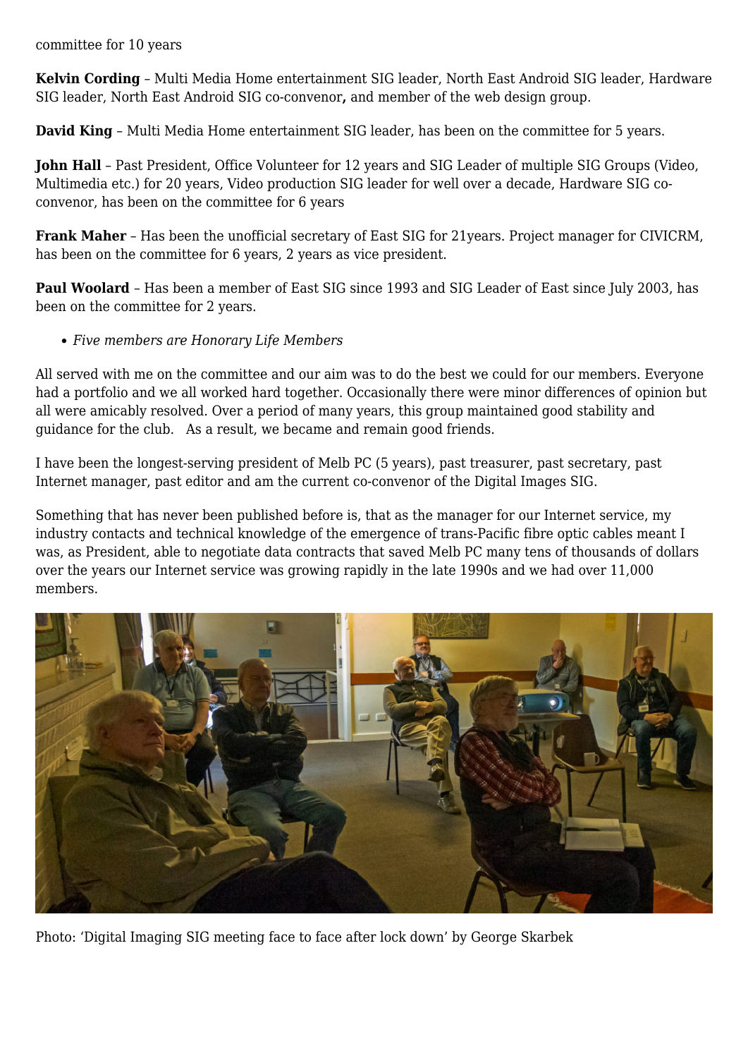committee for 10 years

**Kelvin Cording** – Multi Media Home entertainment SIG leader, North East Android SIG leader, Hardware SIG leader, North East Android SIG co-convenor**,** and member of the web design group.

**David King** – Multi Media Home entertainment SIG leader, has been on the committee for 5 years.

**John Hall** – Past President, Office Volunteer for 12 years and SIG Leader of multiple SIG Groups (Video, Multimedia etc.) for 20 years, Video production SIG leader for well over a decade, Hardware SIG co-convenor, has been on the committee for 6 years

**Frank Maher** – Has been the unofficial secretary of East SIG for 21years. Project manager for CIVICRM, has been on the committee for 6 years, 2 years as vice president.

**Paul Woolard** – Has been a member of East SIG since 1993 and SIG Leader of East since July 2003, has been on the committee for 2 years.

- *Five members are Honorary Life Members*

All served with me on the committee and our aim was to do the best we could for our members. Everyone had a portfolio and we all worked hard together. Occasionally there were minor differences of opinion but all were amicably resolved. Over a period of many years, this group maintained good stability and guidance for the club. As a result, we became and remain good friends.

I have been the longest-serving president of Melb PC (5 years), past treasurer, past secretary, past Internet manager, past editor and am the current co-convenor of the Digital Images SIG.

Something that has never been published before is, that as the manager for our Internet service, my industry contacts and technical knowledge of the emergence of trans-Pacific fibre optic cables meant I was, as President, able to negotiate data contracts that saved Melb PC many tens of thousands of dollars over the years our Internet service was growing rapidly in the late 1990s and we had over 11,000 members.

Photo: 'Digital Imaging SIG meeting face to face after lock down' by George Skarbek